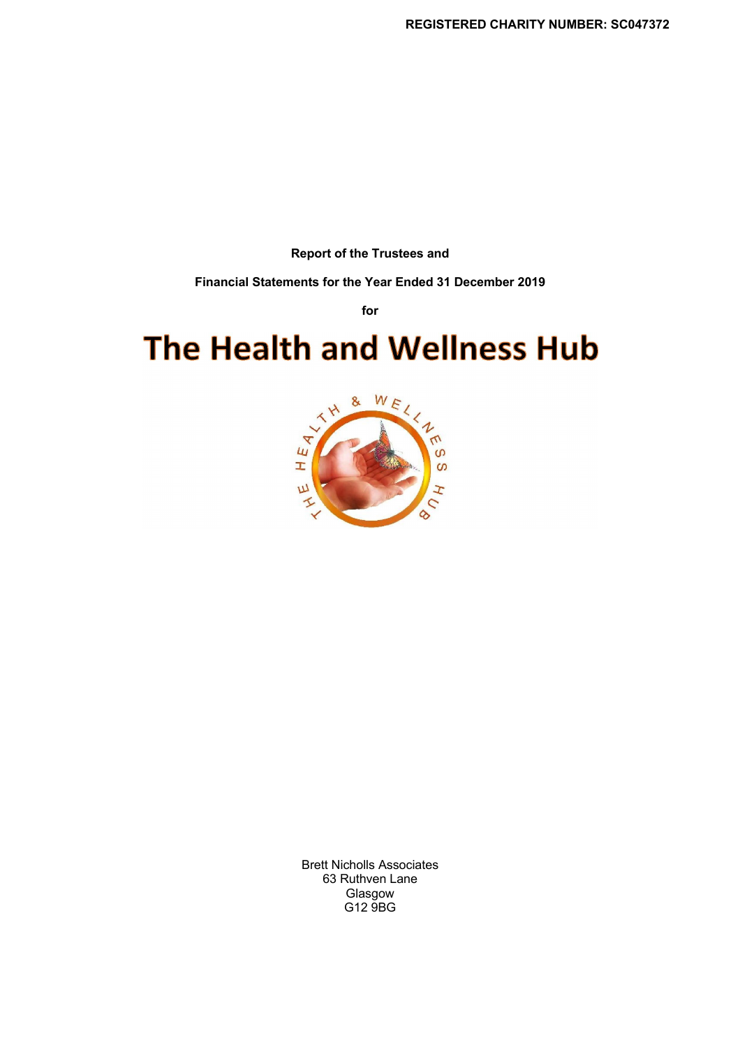**REGISTERED CHARITY NUMBER: SC047372**

**Report of the Trustees and**

**Financial Statements for the Year Ended 31 December 2019**

**for**

# The Health and Wellness Hub

Brett Nicholls Associates
63 Ruthven Lane
Glasgow
G12 9BG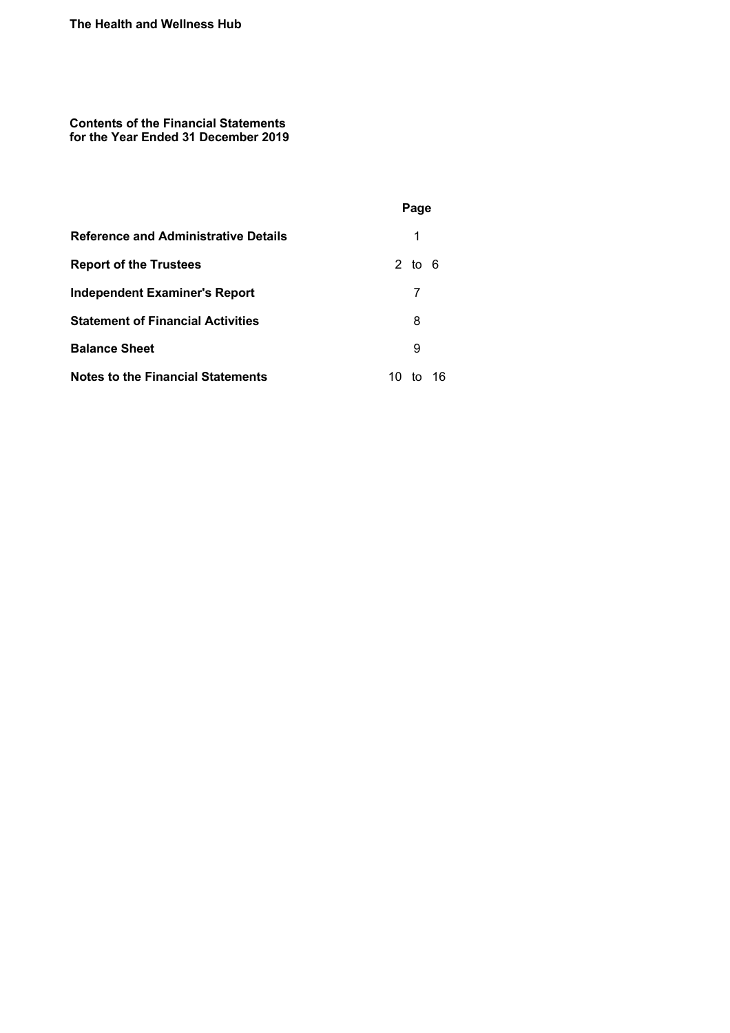**The Health and Wellness Hub**

## Contents of the Financial Statements for the Year Ended 31 December 2019

| | Page |
|---|---|
| **Reference and Administrative Details** | 1 |
| **Report of the Trustees** | 2 to 6 |
| **Independent Examiner's Report** | 7 |
| **Statement of Financial Activities** | 8 |
| **Balance Sheet** | 9 |
| **Notes to the Financial Statements** | 10 to 16 |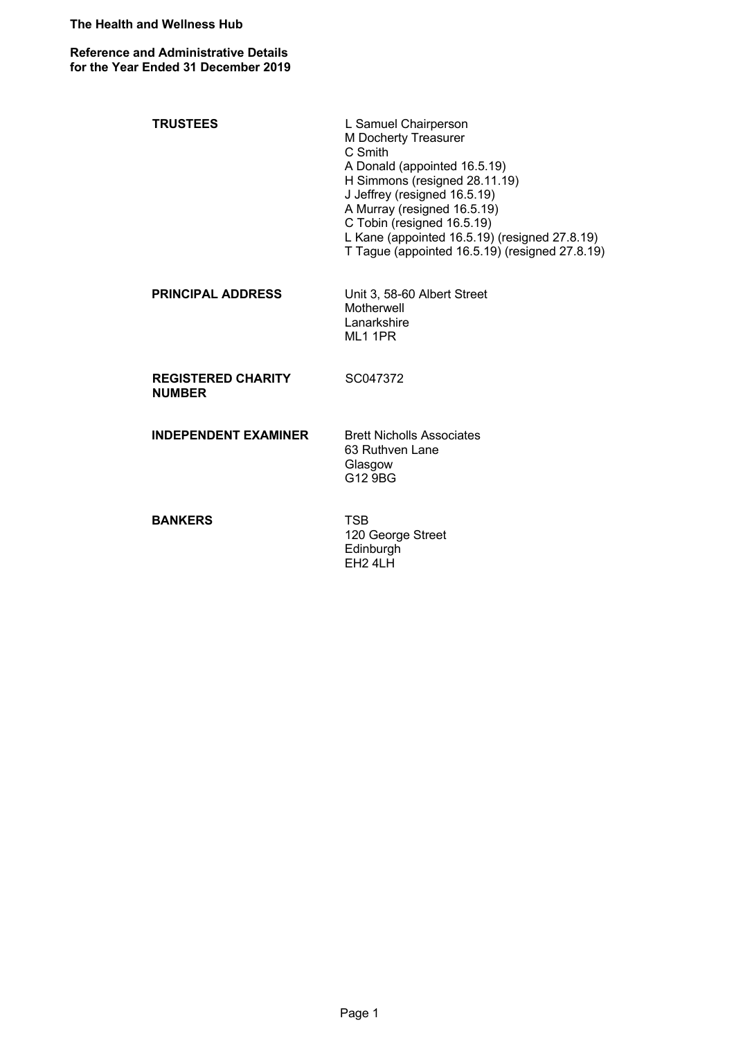**The Health and Wellness Hub**

**Reference and Administrative Details**
**for the Year Ended 31 December 2019**

| | |
|---|---|
| **TRUSTEES** | L Samuel Chairperson<br>M Docherty Treasurer<br>C Smith<br>A Donald (appointed 16.5.19)<br>H Simmons (resigned 28.11.19)<br>J Jeffrey (resigned 16.5.19)<br>A Murray (resigned 16.5.19)<br>C Tobin (resigned 16.5.19)<br>L Kane (appointed 16.5.19) (resigned 27.8.19)<br>T Tague (appointed 16.5.19) (resigned 27.8.19) |
| **PRINCIPAL ADDRESS** | Unit 3, 58-60 Albert Street<br>Motherwell<br>Lanarkshire<br>ML1 1PR |
| **REGISTERED CHARITY NUMBER** | SC047372 |
| **INDEPENDENT EXAMINER** | Brett Nicholls Associates<br>63 Ruthven Lane<br>Glasgow<br>G12 9BG |
| **BANKERS** | TSB<br>120 George Street<br>Edinburgh<br>EH2 4LH |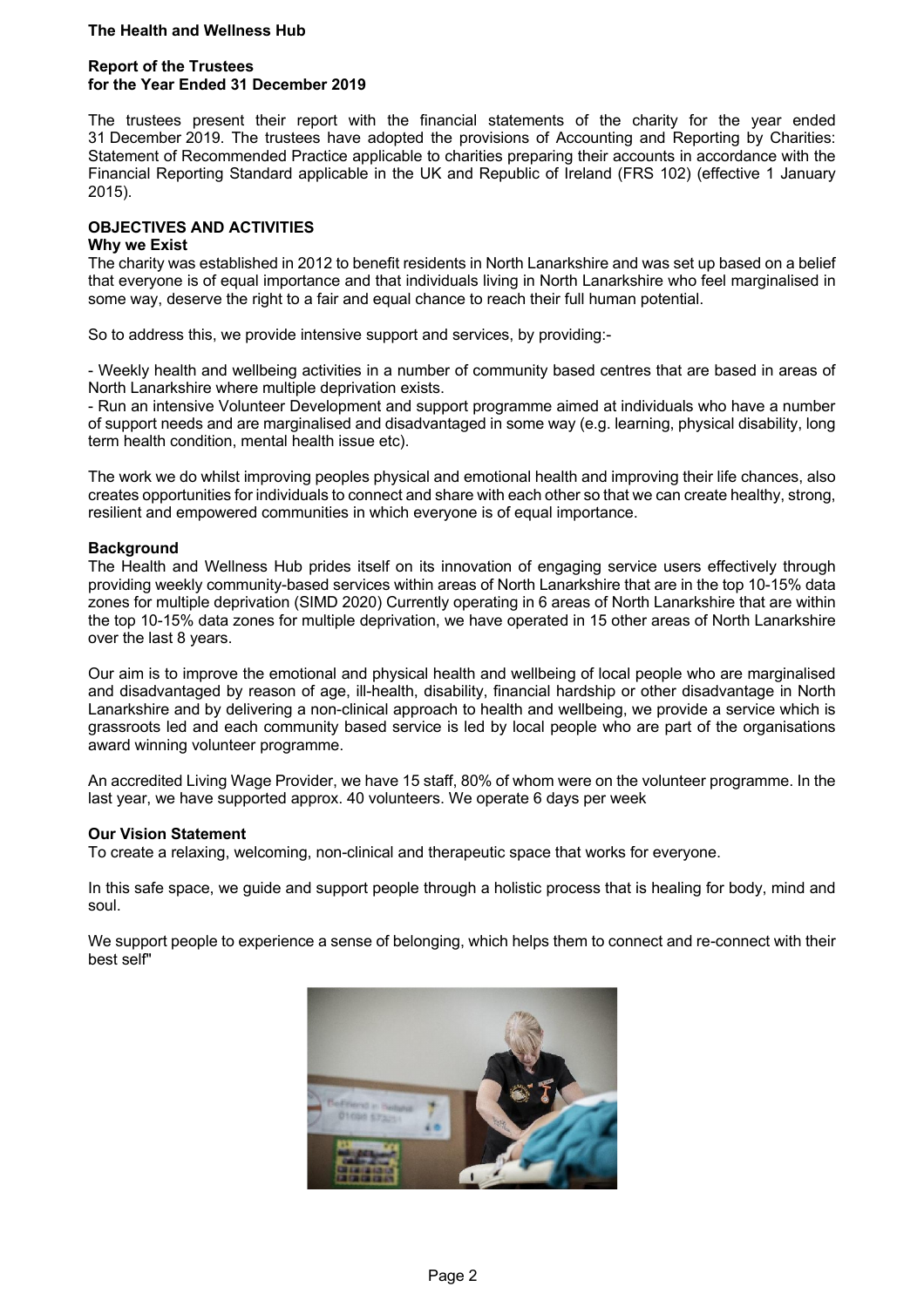**The Health and Wellness Hub**

**Report of the Trustees**
**for the Year Ended 31 December 2019**

The trustees present their report with the financial statements of the charity for the year ended 31 December 2019. The trustees have adopted the provisions of Accounting and Reporting by Charities: Statement of Recommended Practice applicable to charities preparing their accounts in accordance with the Financial Reporting Standard applicable in the UK and Republic of Ireland (FRS 102) (effective 1 January 2015).

## OBJECTIVES AND ACTIVITIES

### Why we Exist

The charity was established in 2012 to benefit residents in North Lanarkshire and was set up based on a belief that everyone is of equal importance and that individuals living in North Lanarkshire who feel marginalised in some way, deserve the right to a fair and equal chance to reach their full human potential.

So to address this, we provide intensive support and services, by providing:-

- Weekly health and wellbeing activities in a number of community based centres that are based in areas of North Lanarkshire where multiple deprivation exists.
- Run an intensive Volunteer Development and support programme aimed at individuals who have a number of support needs and are marginalised and disadvantaged in some way (e.g. learning, physical disability, long term health condition, mental health issue etc).

The work we do whilst improving peoples physical and emotional health and improving their life chances, also creates opportunities for individuals to connect and share with each other so that we can create healthy, strong, resilient and empowered communities in which everyone is of equal importance.

### Background

The Health and Wellness Hub prides itself on its innovation of engaging service users effectively through providing weekly community-based services within areas of North Lanarkshire that are in the top 10-15% data zones for multiple deprivation (SIMD 2020) Currently operating in 6 areas of North Lanarkshire that are within the top 10-15% data zones for multiple deprivation, we have operated in 15 other areas of North Lanarkshire over the last 8 years.

Our aim is to improve the emotional and physical health and wellbeing of local people who are marginalised and disadvantaged by reason of age, ill-health, disability, financial hardship or other disadvantage in North Lanarkshire and by delivering a non-clinical approach to health and wellbeing, we provide a service which is grassroots led and each community based service is led by local people who are part of the organisations award winning volunteer programme.

An accredited Living Wage Provider, we have 15 staff, 80% of whom were on the volunteer programme. In the last year, we have supported approx. 40 volunteers. We operate 6 days per week

### Our Vision Statement

To create a relaxing, welcoming, non-clinical and therapeutic space that works for everyone.

In this safe space, we guide and support people through a holistic process that is healing for body, mind and soul.

We support people to experience a sense of belonging, which helps them to connect and re-connect with their best self"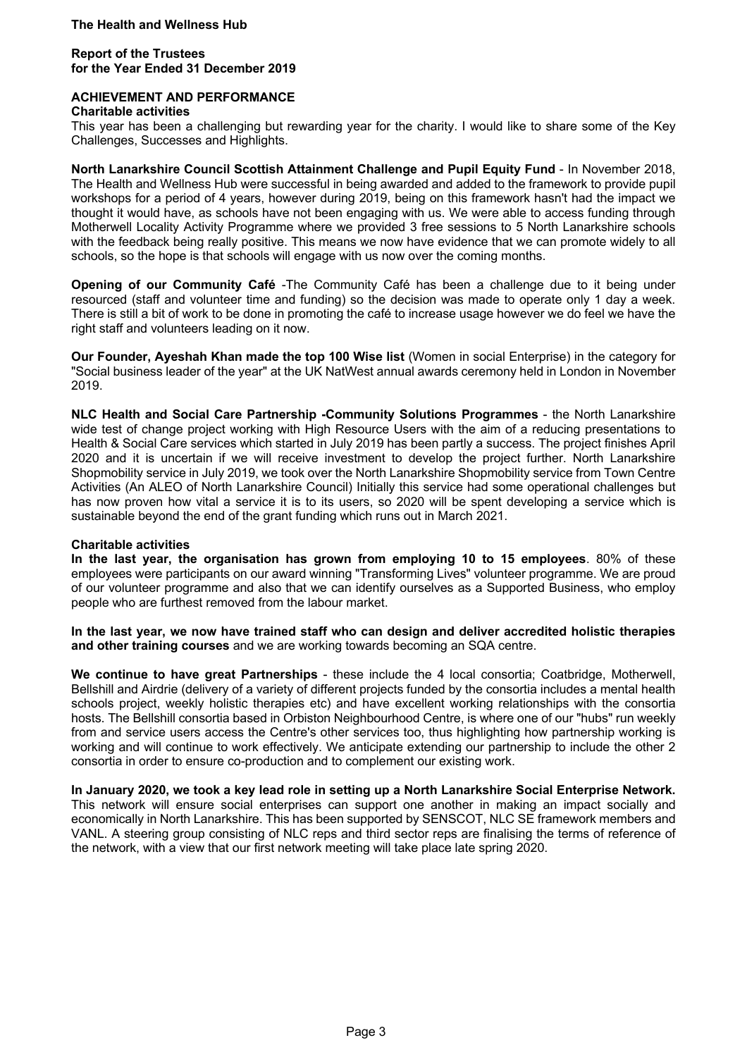## ACHIEVEMENT AND PERFORMANCE

### Charitable activities

This year has been a challenging but rewarding year for the charity. I would like to share some of the Key Challenges, Successes and Highlights.

**North Lanarkshire Council Scottish Attainment Challenge and Pupil Equity Fund** - In November 2018, The Health and Wellness Hub were successful in being awarded and added to the framework to provide pupil workshops for a period of 4 years, however during 2019, being on this framework hasn't had the impact we thought it would have, as schools have not been engaging with us. We were able to access funding through Motherwell Locality Activity Programme where we provided 3 free sessions to 5 North Lanarkshire schools with the feedback being really positive. This means we now have evidence that we can promote widely to all schools, so the hope is that schools will engage with us now over the coming months.

**Opening of our Community Café** -The Community Café has been a challenge due to it being under resourced (staff and volunteer time and funding) so the decision was made to operate only 1 day a week. There is still a bit of work to be done in promoting the café to increase usage however we do feel we have the right staff and volunteers leading on it now.

**Our Founder, Ayeshah Khan made the top 100 Wise list** (Women in social Enterprise) in the category for "Social business leader of the year" at the UK NatWest annual awards ceremony held in London in November 2019.

**NLC Health and Social Care Partnership -Community Solutions Programmes** - the North Lanarkshire wide test of change project working with High Resource Users with the aim of a reducing presentations to Health & Social Care services which started in July 2019 has been partly a success. The project finishes April 2020 and it is uncertain if we will receive investment to develop the project further. North Lanarkshire Shopmobility service in July 2019, we took over the North Lanarkshire Shopmobility service from Town Centre Activities (An ALEO of North Lanarkshire Council) Initially this service had some operational challenges but has now proven how vital a service it is to its users, so 2020 will be spent developing a service which is sustainable beyond the end of the grant funding which runs out in March 2021.

### Charitable activities

**In the last year, the organisation has grown from employing 10 to 15 employees**. 80% of these employees were participants on our award winning "Transforming Lives" volunteer programme. We are proud of our volunteer programme and also that we can identify ourselves as a Supported Business, who employ people who are furthest removed from the labour market.

**In the last year, we now have trained staff who can design and deliver accredited holistic therapies and other training courses** and we are working towards becoming an SQA centre.

**We continue to have great Partnerships** - these include the 4 local consortia; Coatbridge, Motherwell, Bellshill and Airdrie (delivery of a variety of different projects funded by the consortia includes a mental health schools project, weekly holistic therapies etc) and have excellent working relationships with the consortia hosts. The Bellshill consortia based in Orbiston Neighbourhood Centre, is where one of our "hubs" run weekly from and service users access the Centre's other services too, thus highlighting how partnership working is working and will continue to work effectively. We anticipate extending our partnership to include the other 2 consortia in order to ensure co-production and to complement our existing work.

**In January 2020, we took a key lead role in setting up a North Lanarkshire Social Enterprise Network.** This network will ensure social enterprises can support one another in making an impact socially and economically in North Lanarkshire. This has been supported by SENSCOT, NLC SE framework members and VANL. A steering group consisting of NLC reps and third sector reps are finalising the terms of reference of the network, with a view that our first network meeting will take place late spring 2020.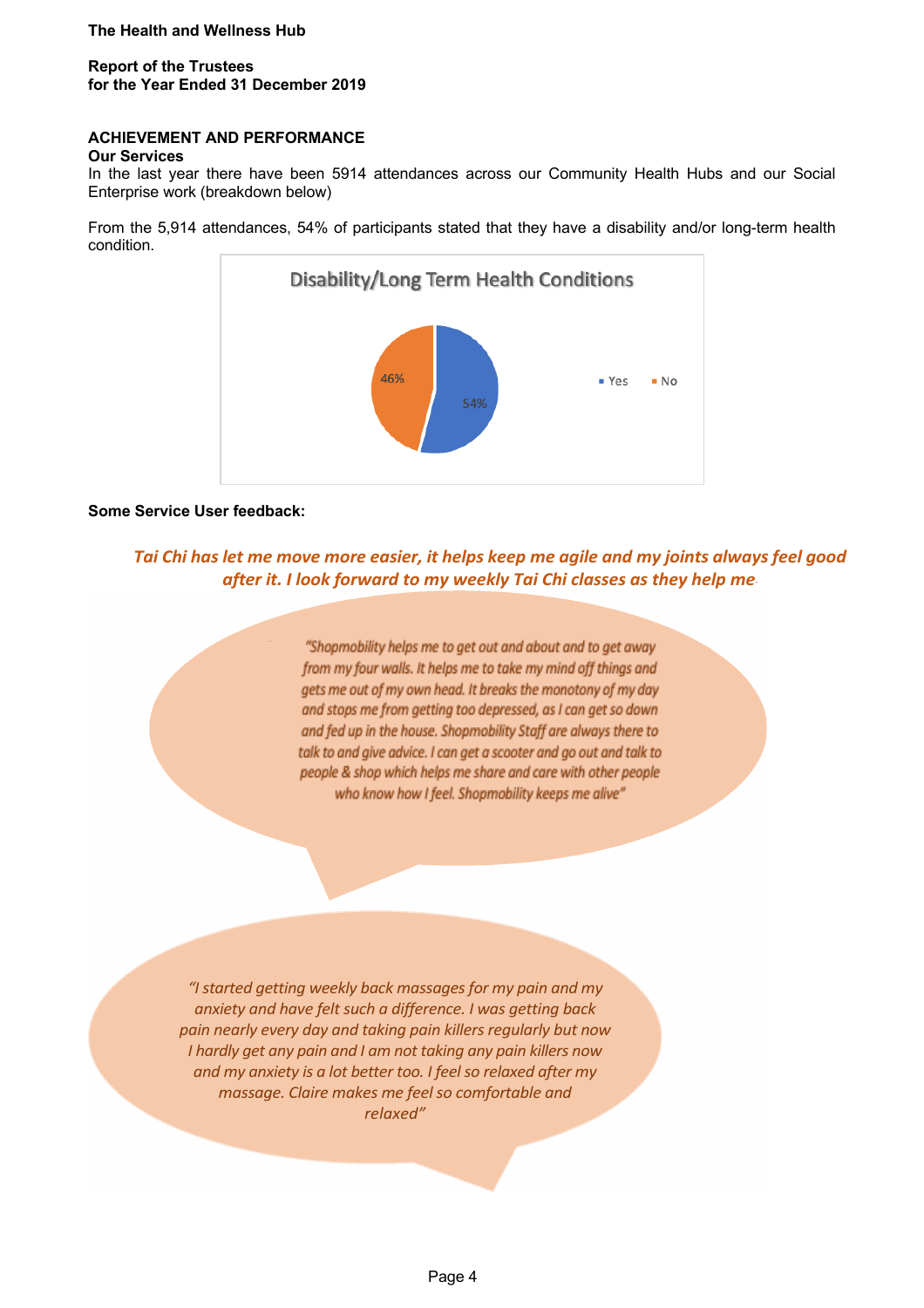**The Health and Wellness Hub**

**Report of the Trustees**
**for the Year Ended 31 December 2019**

## ACHIEVEMENT AND PERFORMANCE

### Our Services

In the last year there have been 5914 attendances across our Community Health Hubs and our Social Enterprise work (breakdown below)

From the 5,914 attendances, 54% of participants stated that they have a disability and/or long-term health condition.

**Disability/Long Term Health Conditions**

| | % |
|---|---|
| Yes | 54% |
| No | 46% |

**Some Service User feedback:**

***Tai Chi has let me move more easier, it helps keep me agile and my joints always feel good after it. I look forward to my weekly Tai Chi classes as they help me.***

*"Shopmobility helps me to get out and about and to get away from my four walls. It helps me to take my mind off things and gets me out of my own head. It breaks the monotony of my day and stops me from getting too depressed, as I can get so down and fed up in the house. Shopmobility Staff are always there to talk to and give advice. I can get a scooter and go out and talk to people & shop which helps me share and care with other people who know how I feel. Shopmobility keeps me alive"*

*"I started getting weekly back massages for my pain and my anxiety and have felt such a difference. I was getting back pain nearly every day and taking pain killers regularly but now I hardly get any pain and I am not taking any pain killers now and my anxiety is a lot better too. I feel so relaxed after my massage. Claire makes me feel so comfortable and relaxed"*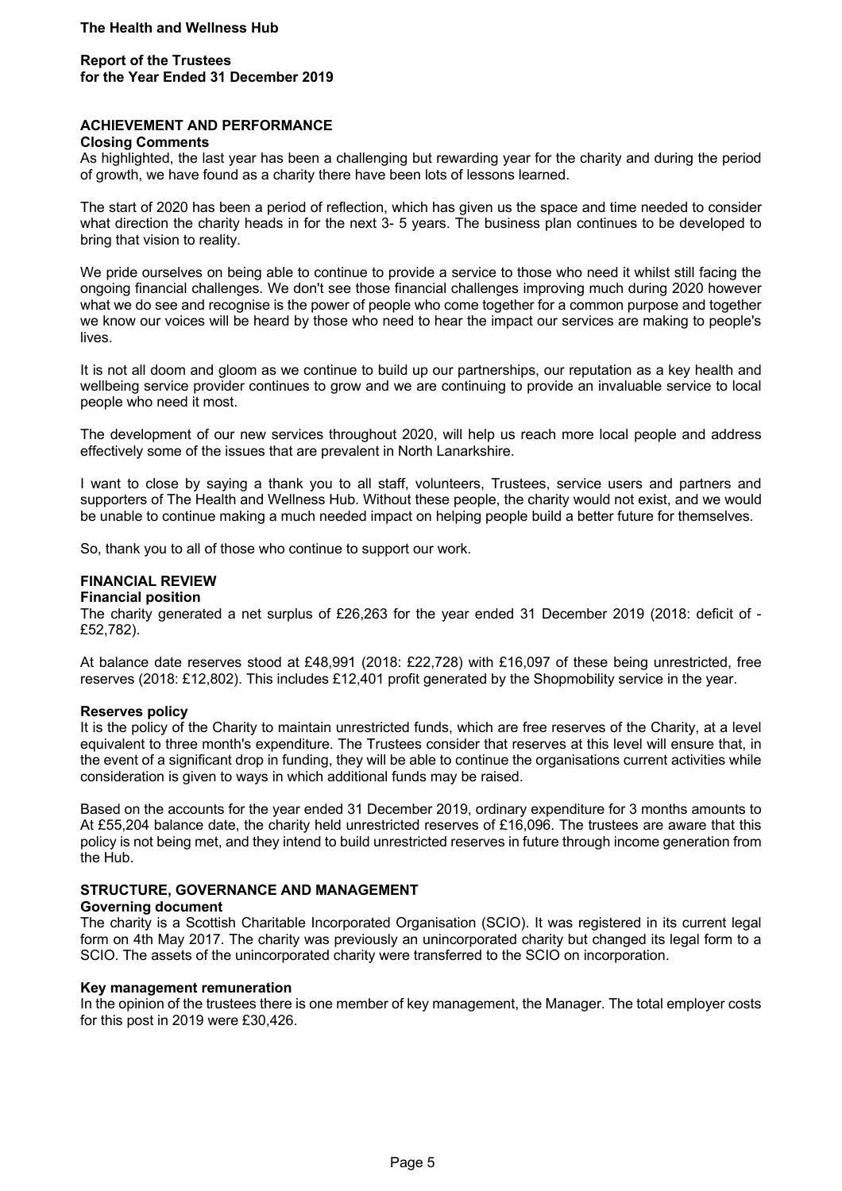## ACHIEVEMENT AND PERFORMANCE

### Closing Comments

As highlighted, the last year has been a challenging but rewarding year for the charity and during the period of growth, we have found as a charity there have been lots of lessons learned.

The start of 2020 has been a period of reflection, which has given us the space and time needed to consider what direction the charity heads in for the next 3- 5 years. The business plan continues to be developed to bring that vision to reality.

We pride ourselves on being able to continue to provide a service to those who need it whilst still facing the ongoing financial challenges. We don't see those financial challenges improving much during 2020 however what we do see and recognise is the power of people who come together for a common purpose and together we know our voices will be heard by those who need to hear the impact our services are making to people's lives.

It is not all doom and gloom as we continue to build up our partnerships, our reputation as a key health and wellbeing service provider continues to grow and we are continuing to provide an invaluable service to local people who need it most.

The development of our new services throughout 2020, will help us reach more local people and address effectively some of the issues that are prevalent in North Lanarkshire.

I want to close by saying a thank you to all staff, volunteers, Trustees, service users and partners and supporters of The Health and Wellness Hub. Without these people, the charity would not exist, and we would be unable to continue making a much needed impact on helping people build a better future for themselves.

So, thank you to all of those who continue to support our work.

## FINANCIAL REVIEW

### Financial position

The charity generated a net surplus of £26,263 for the year ended 31 December 2019 (2018: deficit of -£52,782).

At balance date reserves stood at £48,991 (2018: £22,728) with £16,097 of these being unrestricted, free reserves (2018: £12,802). This includes £12,401 profit generated by the Shopmobility service in the year.

### Reserves policy

It is the policy of the Charity to maintain unrestricted funds, which are free reserves of the Charity, at a level equivalent to three month's expenditure. The Trustees consider that reserves at this level will ensure that, in the event of a significant drop in funding, they will be able to continue the organisations current activities while consideration is given to ways in which additional funds may be raised.

Based on the accounts for the year ended 31 December 2019, ordinary expenditure for 3 months amounts to At £55,204 balance date, the charity held unrestricted reserves of £16,096. The trustees are aware that this policy is not being met, and they intend to build unrestricted reserves in future through income generation from the Hub.

## STRUCTURE, GOVERNANCE AND MANAGEMENT

### Governing document

The charity is a Scottish Charitable Incorporated Organisation (SCIO). It was registered in its current legal form on 4th May 2017. The charity was previously an unincorporated charity but changed its legal form to a SCIO. The assets of the unincorporated charity were transferred to the SCIO on incorporation.

### Key management remuneration

In the opinion of the trustees there is one member of key management, the Manager. The total employer costs for this post in 2019 were £30,426.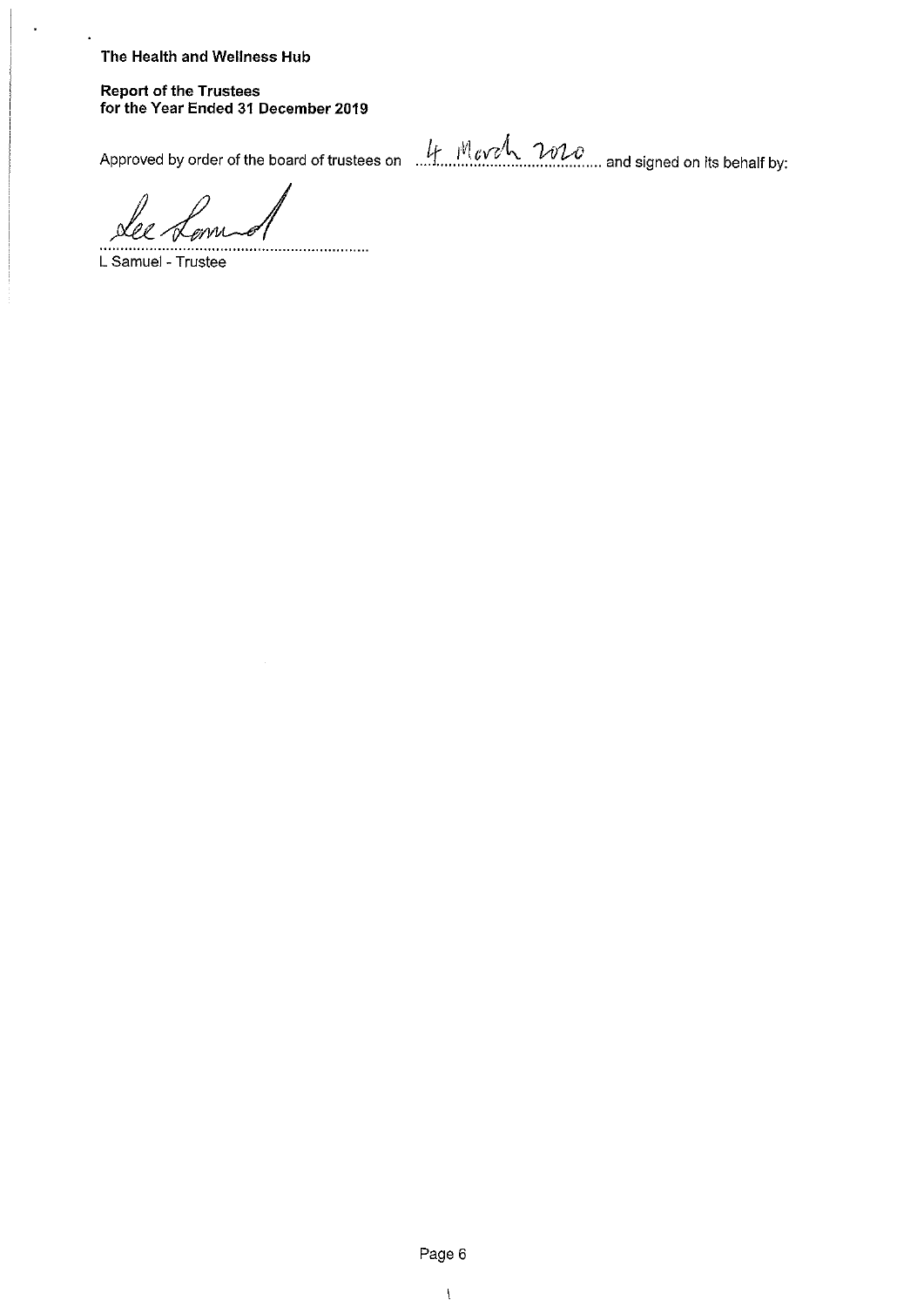**The Health and Wellness Hub**

**Report of the Trustees**
**for the Year Ended 31 December 2019**

Approved by order of the board of trustees on 4 March 2020 and signed on its behalf by:

L Samuel - Trustee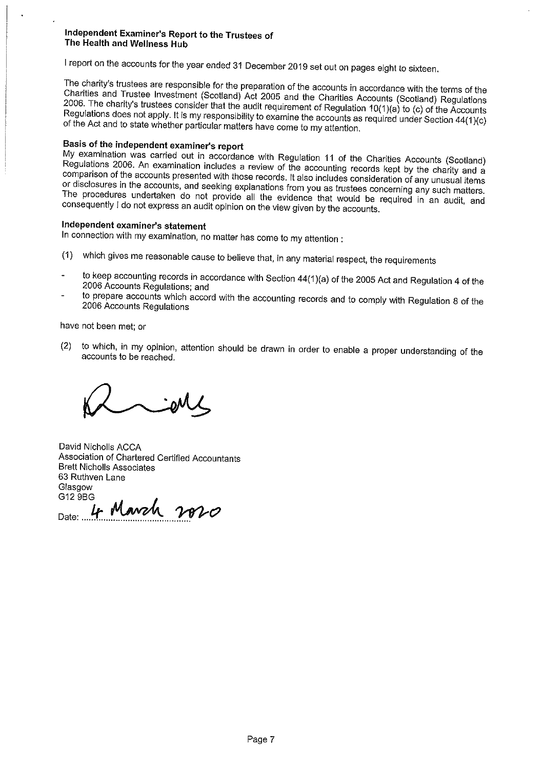## Independent Examiner's Report to the Trustees of The Health and Wellness Hub

I report on the accounts for the year ended 31 December 2019 set out on pages eight to sixteen.

The charity's trustees are responsible for the preparation of the accounts in accordance with the terms of the Charities and Trustee Investment (Scotland) Act 2005 and the Charities Accounts (Scotland) Regulations 2006. The charity's trustees consider that the audit requirement of Regulation 10(1)(a) to (c) of the Accounts Regulations does not apply. It is my responsibility to examine the accounts as required under Section 44(1)(c) of the Act and to state whether particular matters have come to my attention.

### Basis of the independent examiner's report

My examination was carried out in accordance with Regulation 11 of the Charities Accounts (Scotland) Regulations 2006. An examination includes a review of the accounting records kept by the charity and a comparison of the accounts presented with those records. It also includes consideration of any unusual items or disclosures in the accounts, and seeking explanations from you as trustees concerning any such matters. The procedures undertaken do not provide all the evidence that would be required in an audit, and consequently I do not express an audit opinion on the view given by the accounts.

### Independent examiner's statement

In connection with my examination, no matter has come to my attention :

(1) which gives me reasonable cause to believe that, in any material respect, the requirements

- to keep accounting records in accordance with Section 44(1)(a) of the 2005 Act and Regulation 4 of the 2006 Accounts Regulations; and
- to prepare accounts which accord with the accounting records and to comply with Regulation 8 of the 2006 Accounts Regulations

have not been met; or

(2) to which, in my opinion, attention should be drawn in order to enable a proper understanding of the accounts to be reached.

David Nicholls ACCA
Association of Chartered Certified Accountants
Brett Nicholls Associates
63 Ruthven Lane
Glasgow
G12 9BG

Date: 4 March 2020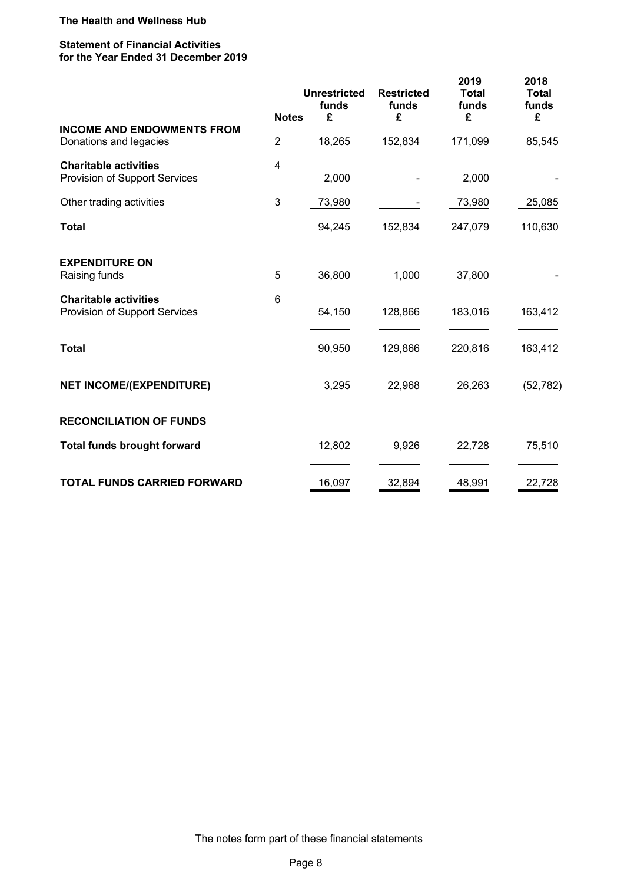**The Health and Wellness Hub**

**Statement of Financial Activities**
**for the Year Ended 31 December 2019**

| | Notes | Unrestricted funds £ | Restricted funds £ | 2019 Total funds £ | 2018 Total funds £ |
|---|---|---|---|---|---|
| **INCOME AND ENDOWMENTS FROM** | | | | | |
| Donations and legacies | 2 | 18,265 | 152,834 | 171,099 | 85,545 |
| **Charitable activities** | 4 | | | | |
| Provision of Support Services | | 2,000 | - | 2,000 | - |
| Other trading activities | 3 | 73,980 | - | 73,980 | 25,085 |
| **Total** | | 94,245 | 152,834 | 247,079 | 110,630 |
| **EXPENDITURE ON** | | | | | |
| Raising funds | 5 | 36,800 | 1,000 | 37,800 | - |
| **Charitable activities** | 6 | | | | |
| Provision of Support Services | | 54,150 | 128,866 | 183,016 | 163,412 |
| **Total** | | 90,950 | 129,866 | 220,816 | 163,412 |
| **NET INCOME/(EXPENDITURE)** | | 3,295 | 22,968 | 26,263 | (52,782) |
| **RECONCILIATION OF FUNDS** | | | | | |
| **Total funds brought forward** | | 12,802 | 9,926 | 22,728 | 75,510 |
| **TOTAL FUNDS CARRIED FORWARD** | | 16,097 | 32,894 | 48,991 | 22,728 |

The notes form part of these financial statements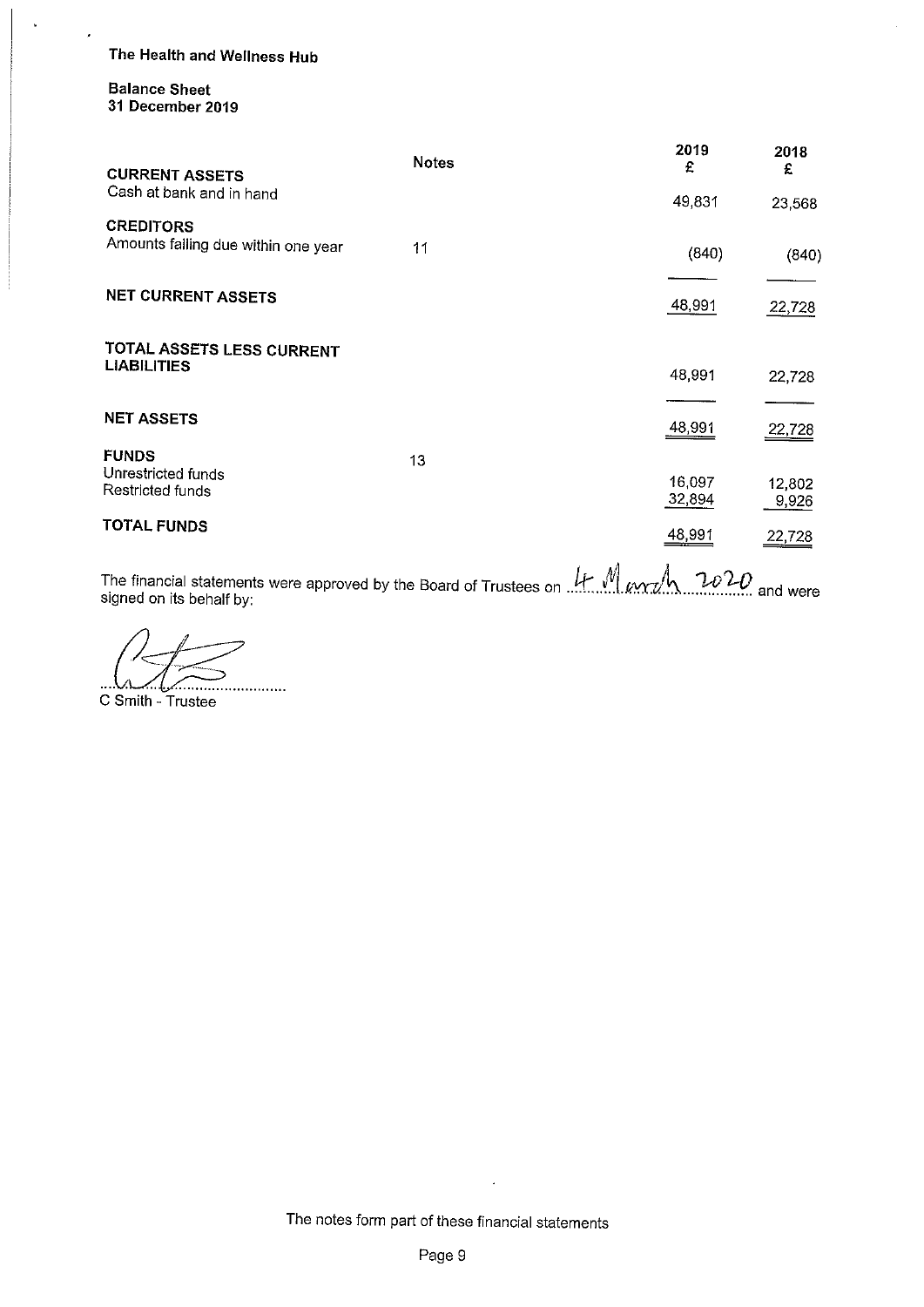**The Health and Wellness Hub**

**Balance Sheet**
**31 December 2019**

| | Notes | 2019 £ | 2018 £ |
|---|---|---|---|
| **CURRENT ASSETS** | | | |
| Cash at bank and in hand | | 49,831 | 23,568 |
| **CREDITORS** | | | |
| Amounts falling due within one year | 11 | (840) | (840) |
| **NET CURRENT ASSETS** | | 48,991 | 22,728 |
| **TOTAL ASSETS LESS CURRENT LIABILITIES** | | 48,991 | 22,728 |
| **NET ASSETS** | | 48,991 | 22,728 |
| **FUNDS** | 13 | | |
| Unrestricted funds | | 16,097 | 12,802 |
| Restricted funds | | 32,894 | 9,926 |
| **TOTAL FUNDS** | | 48,991 | 22,728 |

The financial statements were approved by the Board of Trustees on 4 March 2020 and were signed on its behalf by:

.............................................
C Smith - Trustee

The notes form part of these financial statements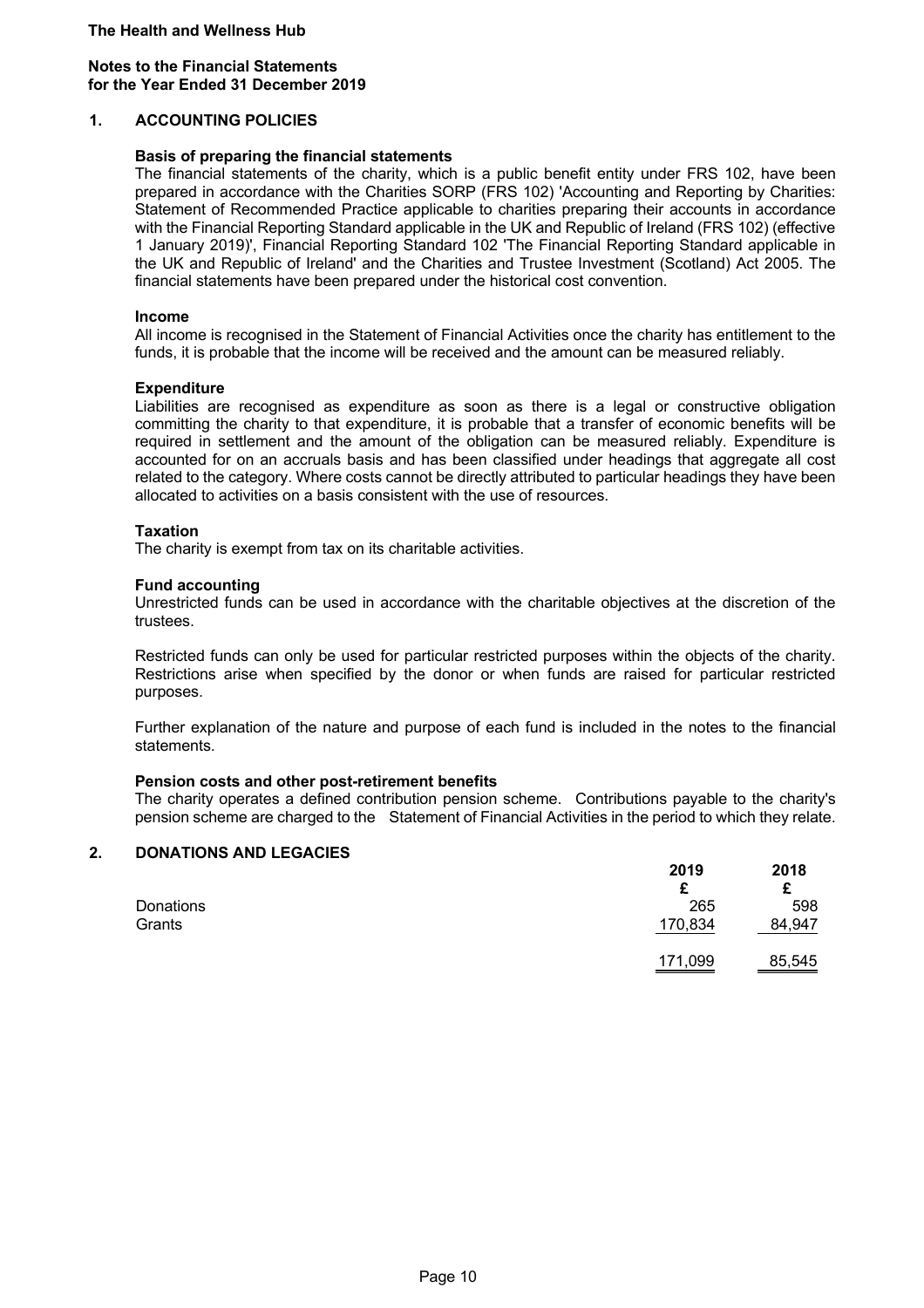**The Health and Wellness Hub**

**Notes to the Financial Statements**
**for the Year Ended 31 December 2019**

## 1. ACCOUNTING POLICIES

### Basis of preparing the financial statements

The financial statements of the charity, which is a public benefit entity under FRS 102, have been prepared in accordance with the Charities SORP (FRS 102) 'Accounting and Reporting by Charities: Statement of Recommended Practice applicable to charities preparing their accounts in accordance with the Financial Reporting Standard applicable in the UK and Republic of Ireland (FRS 102) (effective 1 January 2019)', Financial Reporting Standard 102 'The Financial Reporting Standard applicable in the UK and Republic of Ireland' and the Charities and Trustee Investment (Scotland) Act 2005. The financial statements have been prepared under the historical cost convention.

### Income

All income is recognised in the Statement of Financial Activities once the charity has entitlement to the funds, it is probable that the income will be received and the amount can be measured reliably.

### Expenditure

Liabilities are recognised as expenditure as soon as there is a legal or constructive obligation committing the charity to that expenditure, it is probable that a transfer of economic benefits will be required in settlement and the amount of the obligation can be measured reliably. Expenditure is accounted for on an accruals basis and has been classified under headings that aggregate all cost related to the category. Where costs cannot be directly attributed to particular headings they have been allocated to activities on a basis consistent with the use of resources.

### Taxation

The charity is exempt from tax on its charitable activities.

### Fund accounting

Unrestricted funds can be used in accordance with the charitable objectives at the discretion of the trustees.

Restricted funds can only be used for particular restricted purposes within the objects of the charity. Restrictions arise when specified by the donor or when funds are raised for particular restricted purposes.

Further explanation of the nature and purpose of each fund is included in the notes to the financial statements.

### Pension costs and other post-retirement benefits

The charity operates a defined contribution pension scheme. Contributions payable to the charity's pension scheme are charged to the Statement of Financial Activities in the period to which they relate.

## 2. DONATIONS AND LEGACIES

| | 2019 | 2018 |
|---|---|---|
| | £ | £ |
| Donations | 265 | 598 |
| Grants | 170,834 | 84,947 |
| | 171,099 | 85,545 |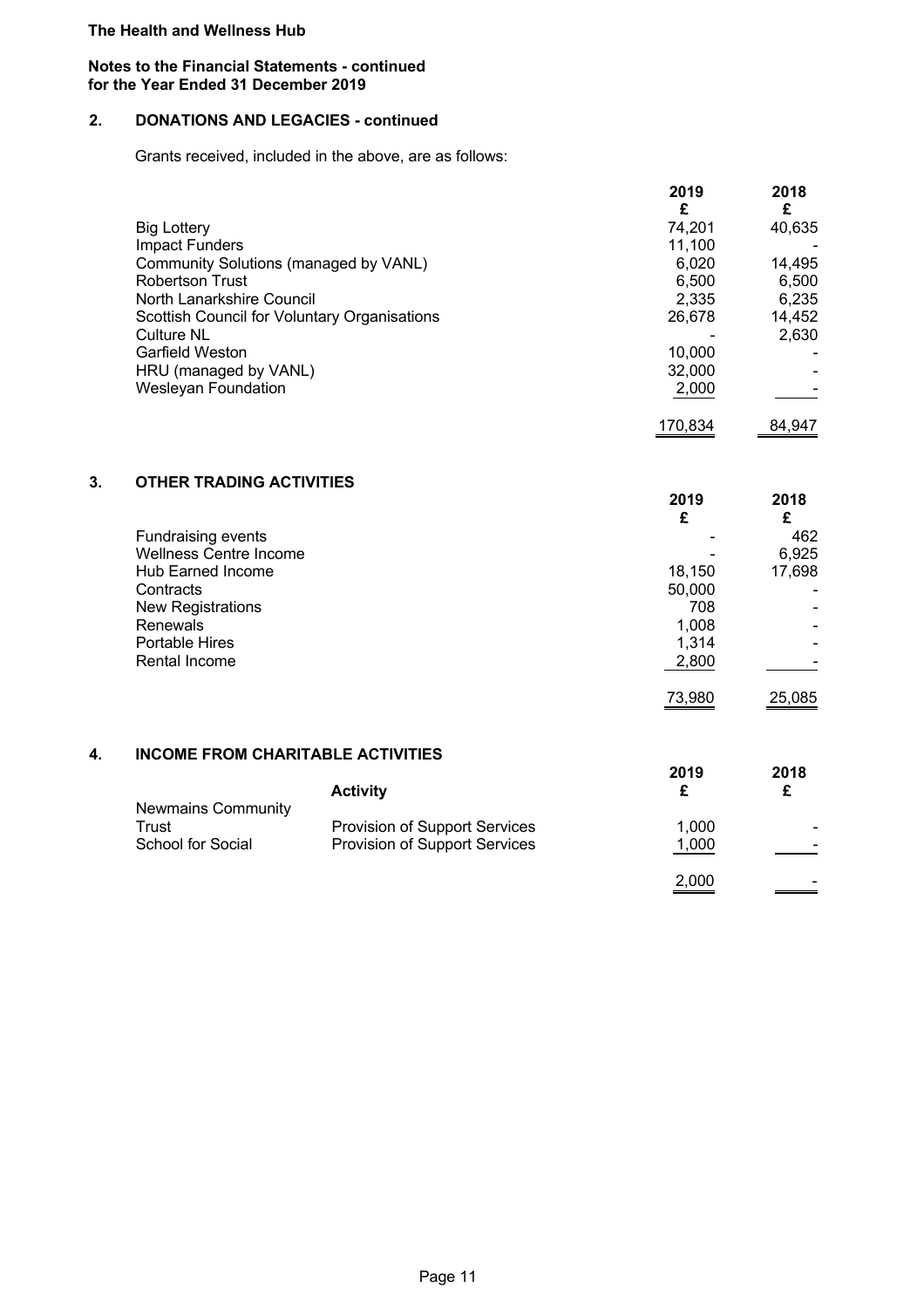**The Health and Wellness Hub**

**Notes to the Financial Statements - continued**
**for the Year Ended 31 December 2019**

## 2. DONATIONS AND LEGACIES - continued

Grants received, included in the above, are as follows:

| | 2019 £ | 2018 £ |
|---|---|---|
| Big Lottery | 74,201 | 40,635 |
| Impact Funders | 11,100 | - |
| Community Solutions (managed by VANL) | 6,020 | 14,495 |
| Robertson Trust | 6,500 | 6,500 |
| North Lanarkshire Council | 2,335 | 6,235 |
| Scottish Council for Voluntary Organisations | 26,678 | 14,452 |
| Culture NL | - | 2,630 |
| Garfield Weston | 10,000 | - |
| HRU (managed by VANL) | 32,000 | - |
| Wesleyan Foundation | 2,000 | - |
| | 170,834 | 84,947 |

## 3. OTHER TRADING ACTIVITIES

| | 2019 £ | 2018 £ |
|---|---|---|
| Fundraising events | - | 462 |
| Wellness Centre Income | - | 6,925 |
| Hub Earned Income | 18,150 | 17,698 |
| Contracts | 50,000 | - |
| New Registrations | 708 | - |
| Renewals | 1,008 | - |
| Portable Hires | 1,314 | - |
| Rental Income | 2,800 | - |
| | 73,980 | 25,085 |

## 4. INCOME FROM CHARITABLE ACTIVITIES

| | Activity | 2019 £ | 2018 £ |
|---|---|---|---|
| Newmains Community Trust | Provision of Support Services | 1,000 | - |
| School for Social | Provision of Support Services | 1,000 | - |
| | | 2,000 | - |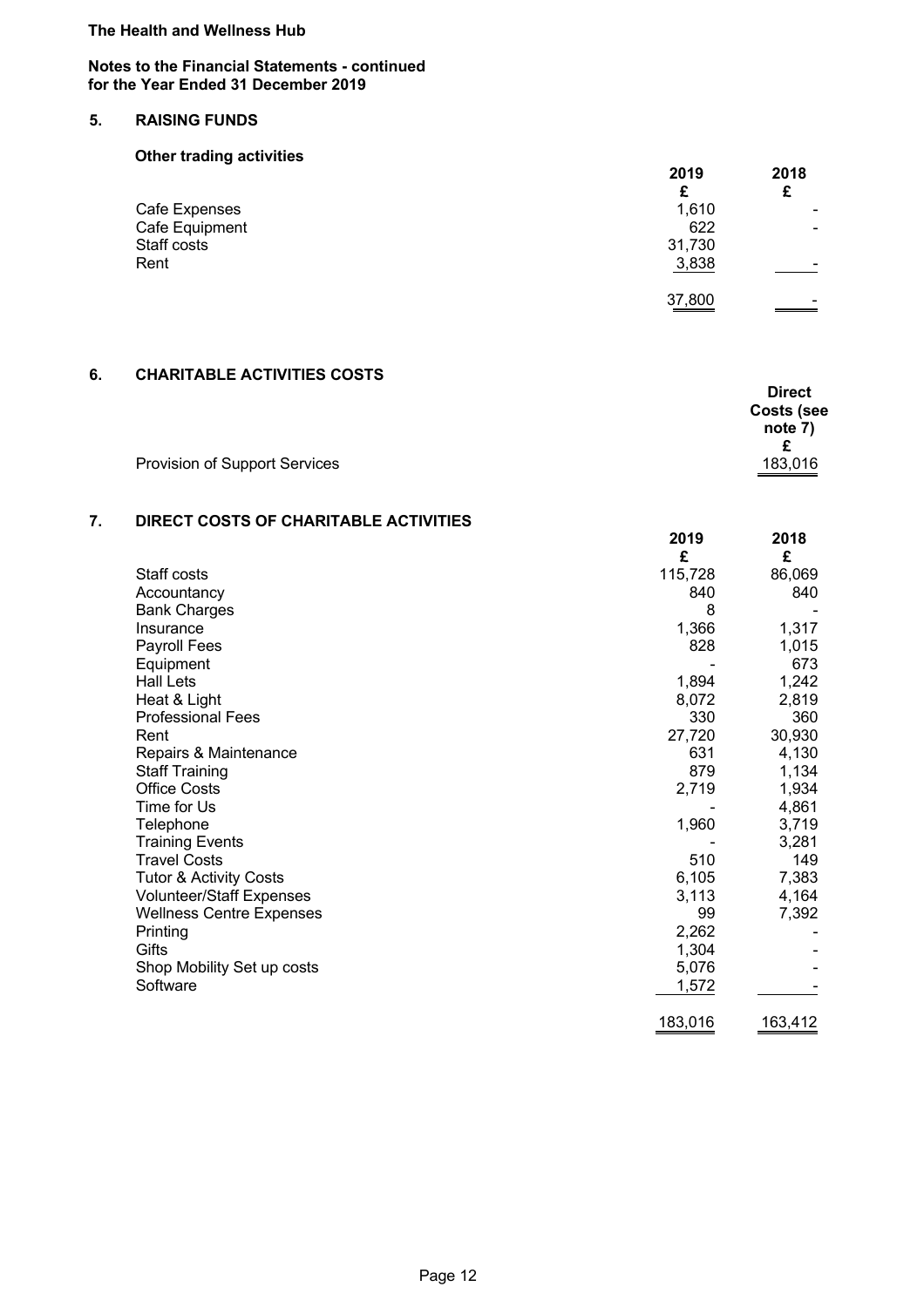**The Health and Wellness Hub**

**Notes to the Financial Statements - continued**
**for the Year Ended 31 December 2019**

## 5. RAISING FUNDS

### Other trading activities

| | 2019 | 2018 |
|---|---|---|
| | £ | £ |
| Cafe Expenses | 1,610 | - |
| Cafe Equipment | 622 | - |
| Staff costs | 31,730 | |
| Rent | 3,838 | - |
| | 37,800 | - |

## 6. CHARITABLE ACTIVITIES COSTS

| | Direct Costs (see note 7) |
|---|---|
| | £ |
| Provision of Support Services | 183,016 |

## 7. DIRECT COSTS OF CHARITABLE ACTIVITIES

| | 2019 | 2018 |
|---|---|---|
| | £ | £ |
| Staff costs | 115,728 | 86,069 |
| Accountancy | 840 | 840 |
| Bank Charges | 8 | - |
| Insurance | 1,366 | 1,317 |
| Payroll Fees | 828 | 1,015 |
| Equipment | - | 673 |
| Hall Lets | 1,894 | 1,242 |
| Heat & Light | 8,072 | 2,819 |
| Professional Fees | 330 | 360 |
| Rent | 27,720 | 30,930 |
| Repairs & Maintenance | 631 | 4,130 |
| Staff Training | 879 | 1,134 |
| Office Costs | 2,719 | 1,934 |
| Time for Us | - | 4,861 |
| Telephone | 1,960 | 3,719 |
| Training Events | - | 3,281 |
| Travel Costs | 510 | 149 |
| Tutor & Activity Costs | 6,105 | 7,383 |
| Volunteer/Staff Expenses | 3,113 | 4,164 |
| Wellness Centre Expenses | 99 | 7,392 |
| Printing | 2,262 | - |
| Gifts | 1,304 | - |
| Shop Mobility Set up costs | 5,076 | - |
| Software | 1,572 | - |
| | 183,016 | 163,412 |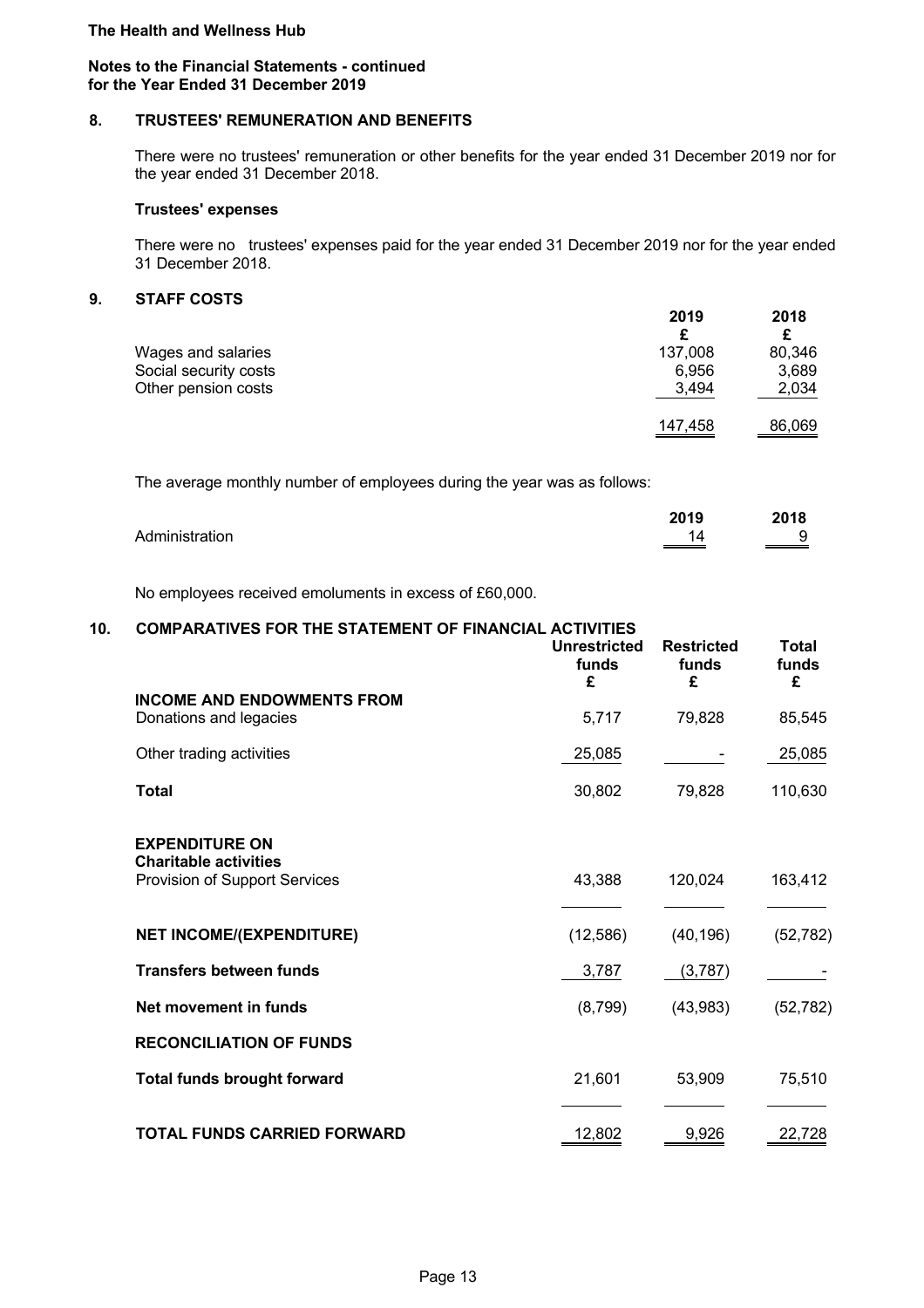**The Health and Wellness Hub**

**Notes to the Financial Statements - continued for the Year Ended 31 December 2019**

## 8. TRUSTEES' REMUNERATION AND BENEFITS

There were no trustees' remuneration or other benefits for the year ended 31 December 2019 nor for the year ended 31 December 2018.

### Trustees' expenses

There were no trustees' expenses paid for the year ended 31 December 2019 nor for the year ended 31 December 2018.

## 9. STAFF COSTS

| | 2019 £ | 2018 £ |
|---|---|---|
| Wages and salaries | 137,008 | 80,346 |
| Social security costs | 6,956 | 3,689 |
| Other pension costs | 3,494 | 2,034 |
| | 147,458 | 86,069 |

The average monthly number of employees during the year was as follows:

| | 2019 | 2018 |
|---|---|---|
| Administration | 14 | 9 |

No employees received emoluments in excess of £60,000.

## 10. COMPARATIVES FOR THE STATEMENT OF FINANCIAL ACTIVITIES

| | Unrestricted funds £ | Restricted funds £ | Total funds £ |
|---|---|---|---|
| **INCOME AND ENDOWMENTS FROM** | | | |
| Donations and legacies | 5,717 | 79,828 | 85,545 |
| Other trading activities | 25,085 | - | 25,085 |
| **Total** | 30,802 | 79,828 | 110,630 |
| **EXPENDITURE ON** | | | |
| **Charitable activities** | | | |
| Provision of Support Services | 43,388 | 120,024 | 163,412 |
| **NET INCOME/(EXPENDITURE)** | (12,586) | (40,196) | (52,782) |
| **Transfers between funds** | 3,787 | (3,787) | - |
| **Net movement in funds** | (8,799) | (43,983) | (52,782) |
| **RECONCILIATION OF FUNDS** | | | |
| **Total funds brought forward** | 21,601 | 53,909 | 75,510 |
| **TOTAL FUNDS CARRIED FORWARD** | 12,802 | 9,926 | 22,728 |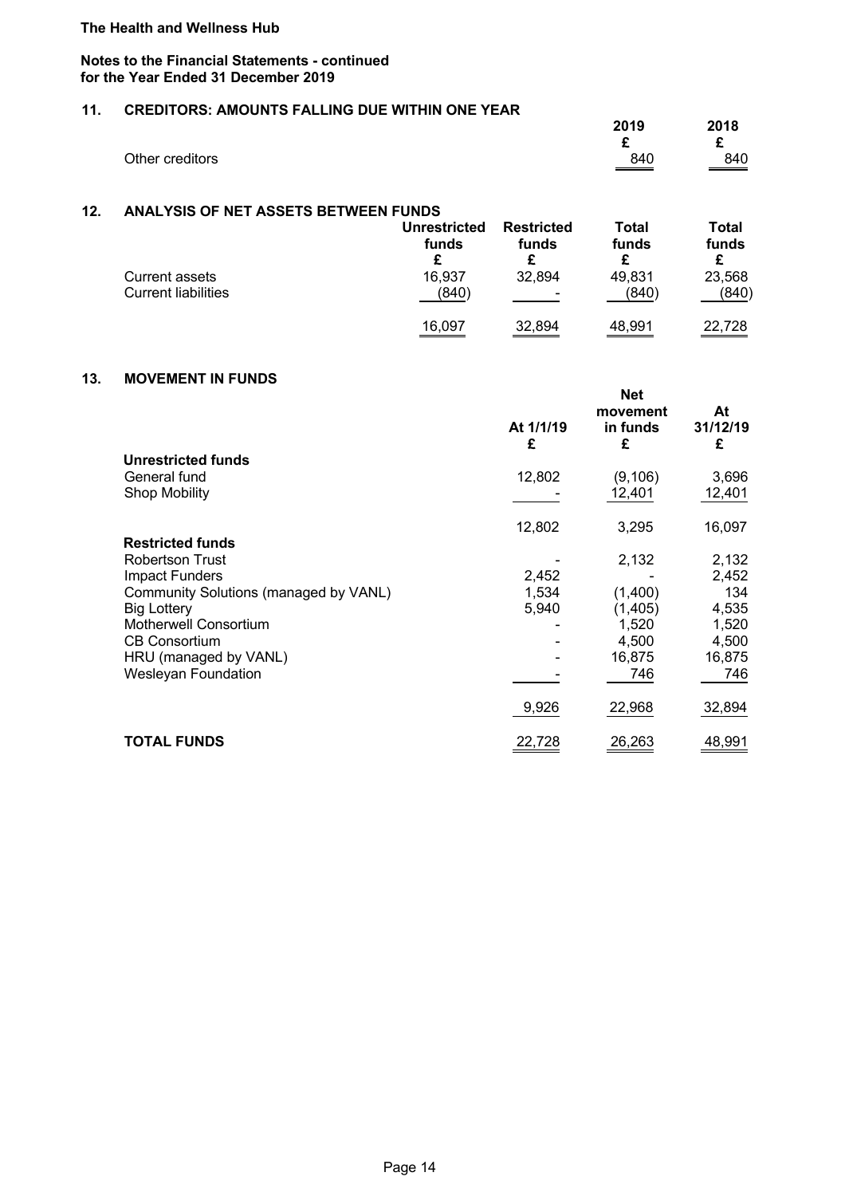**The Health and Wellness Hub**

**Notes to the Financial Statements - continued**
**for the Year Ended 31 December 2019**

## 11. CREDITORS: AMOUNTS FALLING DUE WITHIN ONE YEAR

| | 2019 | 2018 |
|---|---|---|
| | £ | £ |
| Other creditors | 840 | 840 |

## 12. ANALYSIS OF NET ASSETS BETWEEN FUNDS

| | Unrestricted funds | Restricted funds | Total funds | Total funds |
|---|---|---|---|---|
| | £ | £ | £ | £ |
| Current assets | 16,937 | 32,894 | 49,831 | 23,568 |
| Current liabilities | (840) | - | (840) | (840) |
| | 16,097 | 32,894 | 48,991 | 22,728 |

## 13. MOVEMENT IN FUNDS

| | At 1/1/19 | Net movement in funds | At 31/12/19 |
|---|---|---|---|
| | £ | £ | £ |
| **Unrestricted funds** | | | |
| General fund | 12,802 | (9,106) | 3,696 |
| Shop Mobility | - | 12,401 | 12,401 |
| | 12,802 | 3,295 | 16,097 |
| **Restricted funds** | | | |
| Robertson Trust | - | 2,132 | 2,132 |
| Impact Funders | 2,452 | - | 2,452 |
| Community Solutions (managed by VANL) | 1,534 | (1,400) | 134 |
| Big Lottery | 5,940 | (1,405) | 4,535 |
| Motherwell Consortium | - | 1,520 | 1,520 |
| CB Consortium | - | 4,500 | 4,500 |
| HRU (managed by VANL) | - | 16,875 | 16,875 |
| Wesleyan Foundation | - | 746 | 746 |
| | 9,926 | 22,968 | 32,894 |
| **TOTAL FUNDS** | 22,728 | 26,263 | 48,991 |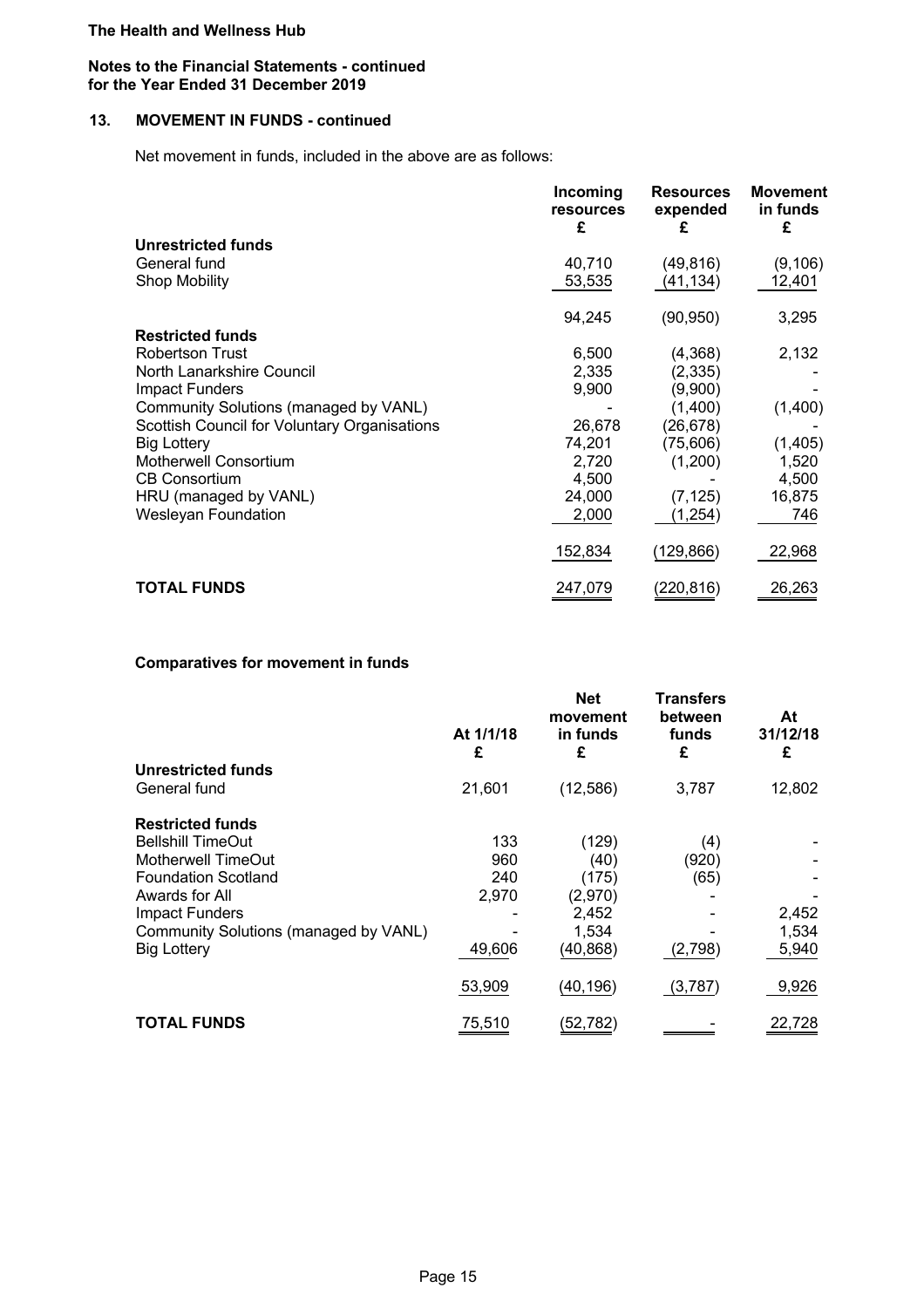**The Health and Wellness Hub**

**Notes to the Financial Statements - continued**
**for the Year Ended 31 December 2019**

## 13. MOVEMENT IN FUNDS - continued

Net movement in funds, included in the above are as follows:

| | Incoming resources £ | Resources expended £ | Movement in funds £ |
|---|---|---|---|
| **Unrestricted funds** | | | |
| General fund | 40,710 | (49,816) | (9,106) |
| Shop Mobility | 53,535 | (41,134) | 12,401 |
| | 94,245 | (90,950) | 3,295 |
| **Restricted funds** | | | |
| Robertson Trust | 6,500 | (4,368) | 2,132 |
| North Lanarkshire Council | 2,335 | (2,335) | - |
| Impact Funders | 9,900 | (9,900) | - |
| Community Solutions (managed by VANL) | - | (1,400) | (1,400) |
| Scottish Council for Voluntary Organisations | 26,678 | (26,678) | - |
| Big Lottery | 74,201 | (75,606) | (1,405) |
| Motherwell Consortium | 2,720 | (1,200) | 1,520 |
| CB Consortium | 4,500 | - | 4,500 |
| HRU (managed by VANL) | 24,000 | (7,125) | 16,875 |
| Wesleyan Foundation | 2,000 | (1,254) | 746 |
| | 152,834 | (129,866) | 22,968 |
| **TOTAL FUNDS** | 247,079 | (220,816) | 26,263 |

**Comparatives for movement in funds**

| | At 1/1/18 £ | Net movement in funds £ | Transfers between funds £ | At 31/12/18 £ |
|---|---|---|---|---|
| **Unrestricted funds** | | | | |
| General fund | 21,601 | (12,586) | 3,787 | 12,802 |
| **Restricted funds** | | | | |
| Bellshill TimeOut | 133 | (129) | (4) | - |
| Motherwell TimeOut | 960 | (40) | (920) | - |
| Foundation Scotland | 240 | (175) | (65) | - |
| Awards for All | 2,970 | (2,970) | - | - |
| Impact Funders | - | 2,452 | - | 2,452 |
| Community Solutions (managed by VANL) | - | 1,534 | - | 1,534 |
| Big Lottery | 49,606 | (40,868) | (2,798) | 5,940 |
| | 53,909 | (40,196) | (3,787) | 9,926 |
| **TOTAL FUNDS** | 75,510 | (52,782) | - | 22,728 |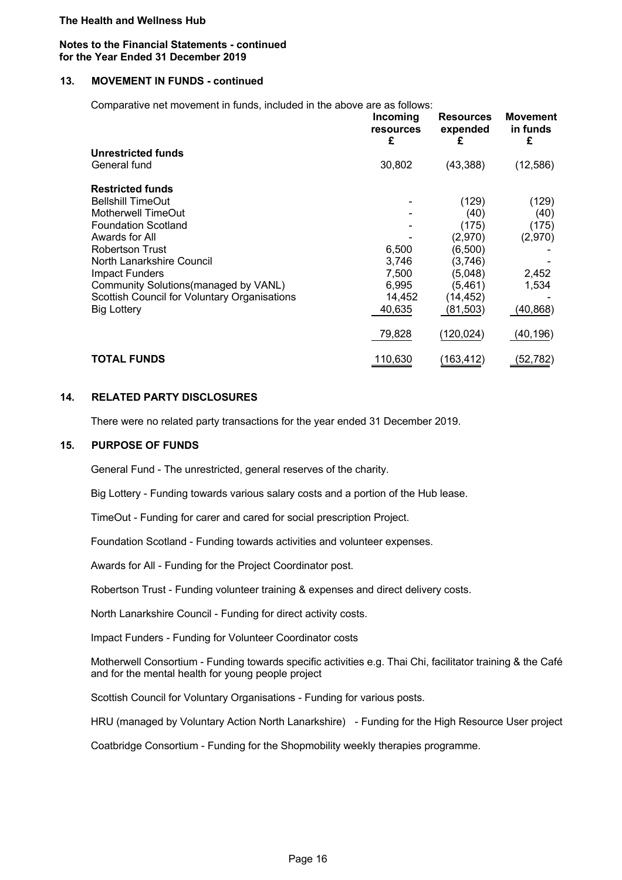## 13. MOVEMENT IN FUNDS - continued

Comparative net movement in funds, included in the above are as follows:

| | Incoming resources £ | Resources expended £ | Movement in funds £ |
|---|---|---|---|
| **Unrestricted funds** | | | |
| General fund | 30,802 | (43,388) | (12,586) |
| **Restricted funds** | | | |
| Bellshill TimeOut | - | (129) | (129) |
| Motherwell TimeOut | - | (40) | (40) |
| Foundation Scotland | - | (175) | (175) |
| Awards for All | - | (2,970) | (2,970) |
| Robertson Trust | 6,500 | (6,500) | - |
| North Lanarkshire Council | 3,746 | (3,746) | - |
| Impact Funders | 7,500 | (5,048) | 2,452 |
| Community Solutions(managed by VANL) | 6,995 | (5,461) | 1,534 |
| Scottish Council for Voluntary Organisations | 14,452 | (14,452) | - |
| Big Lottery | 40,635 | (81,503) | (40,868) |
| | 79,828 | (120,024) | (40,196) |
| **TOTAL FUNDS** | 110,630 | (163,412) | (52,782) |

## 14. RELATED PARTY DISCLOSURES

There were no related party transactions for the year ended 31 December 2019.

## 15. PURPOSE OF FUNDS

General Fund - The unrestricted, general reserves of the charity.

Big Lottery - Funding towards various salary costs and a portion of the Hub lease.

TimeOut - Funding for carer and cared for social prescription Project.

Foundation Scotland - Funding towards activities and volunteer expenses.

Awards for All - Funding for the Project Coordinator post.

Robertson Trust - Funding volunteer training & expenses and direct delivery costs.

North Lanarkshire Council - Funding for direct activity costs.

Impact Funders - Funding for Volunteer Coordinator costs

Motherwell Consortium - Funding towards specific activities e.g. Thai Chi, facilitator training & the Café and for the mental health for young people project

Scottish Council for Voluntary Organisations - Funding for various posts.

HRU (managed by Voluntary Action North Lanarkshire) - Funding for the High Resource User project

Coatbridge Consortium - Funding for the Shopmobility weekly therapies programme.